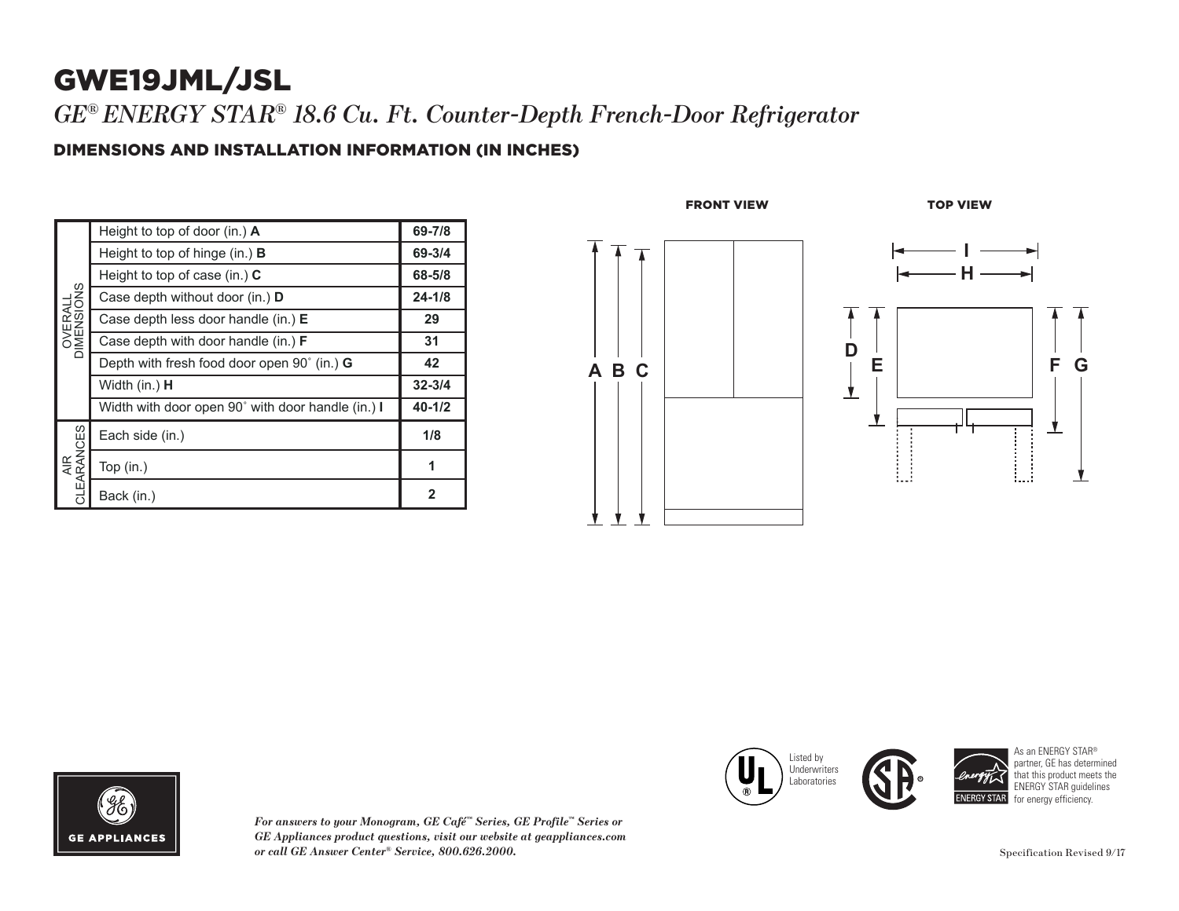# GWE19JML/JSL

*GE® ENERGY STAR® 18.6 Cu. Ft. Counter-Depth French-Door Refrigerator*

## DIMENSIONS AND INSTALLATION INFORMATION (IN INCHES)

| | | |
|---|---|---|
| OVERALL DIMENSIONS | Height to top of door (in.) **A** | **69-7/8** |
| | Height to top of hinge (in.) **B** | **69-3/4** |
| | Height to top of case (in.) **C** | **68-5/8** |
| | Case depth without door (in.) **D** | **24-1/8** |
| | Case depth less door handle (in.) **E** | **29** |
| | Case depth with door handle (in.) **F** | **31** |
| | Depth with fresh food door open 90˚ (in.) **G** | **42** |
| | Width (in.) **H** | **32-3/4** |
| | Width with door open 90˚ with door handle (in.) **I** | **40-1/2** |
| AIR CLEARANCES | Each side (in.) | **1/8** |
| | Top (in.) | **1** |
| | Back (in.) | **2** |

FRONT VIEW

A B C

TOP VIEW

I H D E F G

*For answers to your Monogram, GE Café™ Series, GE Profile™ Series or GE Appliances product questions, visit our website at geappliances.com or call GE Answer Center® Service, 800.626.2000.*

GE APPLIANCES

Listed by Underwriters Laboratories

As an ENERGY STAR® partner, GE has determined that this product meets the ENERGY STAR guidelines for energy efficiency.

Specification Revised 9/17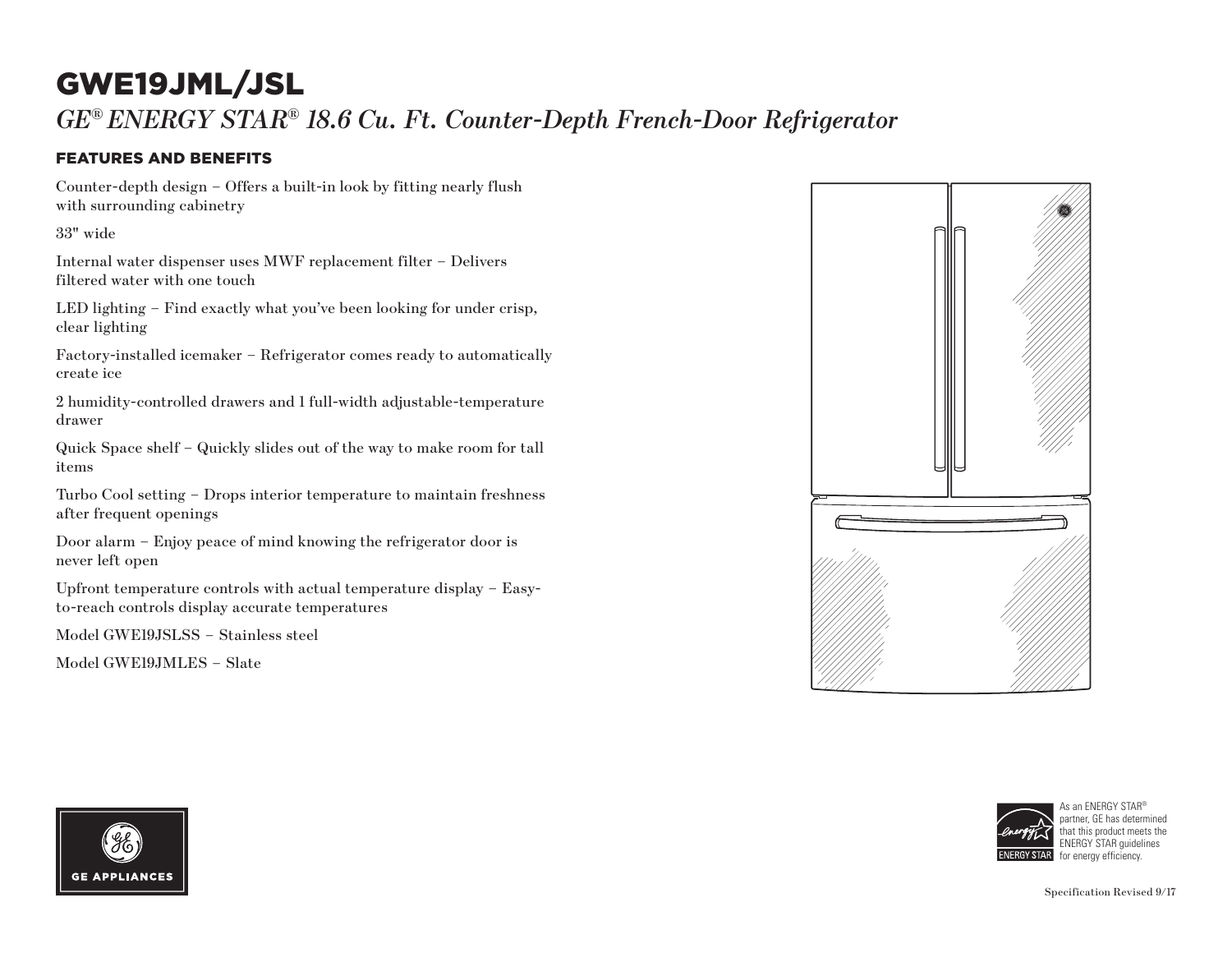# GWE19JML/JSL

*GE® ENERGY STAR® 18.6 Cu. Ft. Counter-Depth French-Door Refrigerator*

## FEATURES AND BENEFITS

Counter-depth design – Offers a built-in look by fitting nearly flush with surrounding cabinetry

33" wide

Internal water dispenser uses MWF replacement filter – Delivers filtered water with one touch

LED lighting – Find exactly what you've been looking for under crisp, clear lighting

Factory-installed icemaker – Refrigerator comes ready to automatically create ice

2 humidity-controlled drawers and 1 full-width adjustable-temperature drawer

Quick Space shelf – Quickly slides out of the way to make room for tall items

Turbo Cool setting – Drops interior temperature to maintain freshness after frequent openings

Door alarm – Enjoy peace of mind knowing the refrigerator door is never left open

Upfront temperature controls with actual temperature display – Easy-to-reach controls display accurate temperatures

Model GWE19JSLSS – Stainless steel

Model GWE19JMLES – Slate

GE APPLIANCES

As an ENERGY STAR® partner, GE has determined that this product meets the ENERGY STAR guidelines for energy efficiency.

Specification Revised 9/17